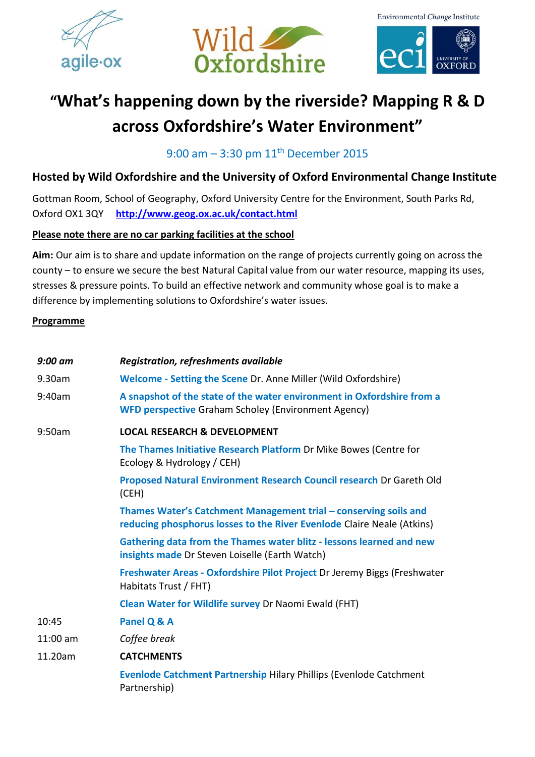# "What's happening down by the riverside? Mapping R & D across Oxfordshire's Water Environment"

9:00 am – 3:30 pm 11th December 2015

## Hosted by Wild Oxfordshire and the University of Oxford Environmental Change Institute

Gottman Room, School of Geography, Oxford University Centre for the Environment, South Parks Rd, Oxford OX1 3QY http://www.geog.ox.ac.uk/contact.html

**Please note there are no car parking facilities at the school**

**Aim:** Our aim is to share and update information on the range of projects currently going on across the county – to ensure we secure the best Natural Capital value from our water resource, mapping its uses, stresses & pressure points. To build an effective network and community whose goal is to make a difference by implementing solutions to Oxfordshire's water issues.

**Programme**

| | |
|---|---|
| *9:00 am* | *Registration, refreshments available* |
| 9.30am | **Welcome - Setting the Scene** Dr. Anne Miller (Wild Oxfordshire) |
| 9:40am | **A snapshot of the state of the water environment in Oxfordshire from a WFD perspective** Graham Scholey (Environment Agency) |
| 9:50am | **LOCAL RESEARCH & DEVELOPMENT** |
| | **The Thames Initiative Research Platform** Dr Mike Bowes (Centre for Ecology & Hydrology / CEH) |
| | **Proposed Natural Environment Research Council research** Dr Gareth Old (CEH) |
| | **Thames Water's Catchment Management trial – conserving soils and reducing phosphorus losses to the River Evenlode** Claire Neale (Atkins) |
| | **Gathering data from the Thames water blitz - lessons learned and new insights made** Dr Steven Loiselle (Earth Watch) |
| | **Freshwater Areas - Oxfordshire Pilot Project** Dr Jeremy Biggs (Freshwater Habitats Trust / FHT) |
| | **Clean Water for Wildlife survey** Dr Naomi Ewald (FHT) |
| 10:45 | **Panel Q & A** |
| 11:00 am | *Coffee break* |
| 11.20am | **CATCHMENTS** |
| | **Evenlode Catchment Partnership** Hilary Phillips (Evenlode Catchment Partnership) |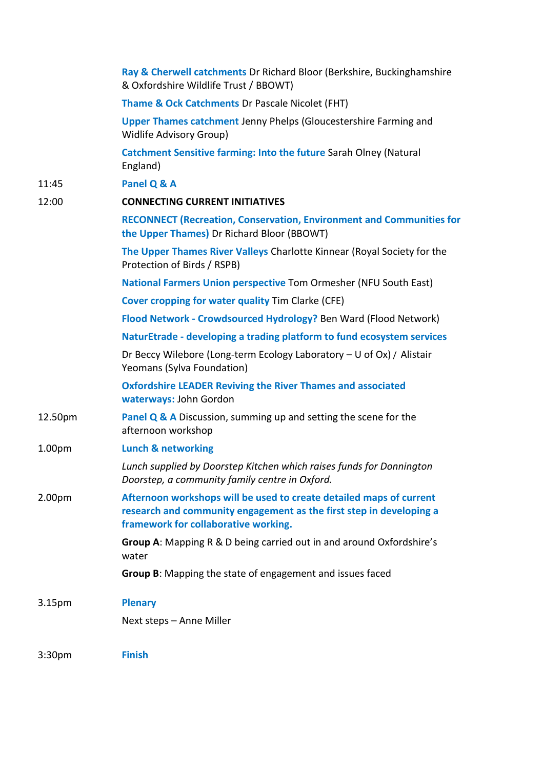| | |
|---|---|
| | **Ray & Cherwell catchments** Dr Richard Bloor (Berkshire, Buckinghamshire & Oxfordshire Wildlife Trust / BBOWT) |
| | **Thame & Ock Catchments** Dr Pascale Nicolet (FHT) |
| | **Upper Thames catchment** Jenny Phelps (Gloucestershire Farming and Widlife Advisory Group) |
| | **Catchment Sensitive farming: Into the future** Sarah Olney (Natural England) |
| 11:45 | **Panel Q & A** |
| 12:00 | **CONNECTING CURRENT INITIATIVES** |
| | **RECONNECT (Recreation, Conservation, Environment and Communities for the Upper Thames)** Dr Richard Bloor (BBOWT) |
| | **The Upper Thames River Valleys** Charlotte Kinnear (Royal Society for the Protection of Birds / RSPB) |
| | **National Farmers Union perspective** Tom Ormesher (NFU South East) |
| | **Cover cropping for water quality** Tim Clarke (CFE) |
| | **Flood Network - Crowdsourced Hydrology?** Ben Ward (Flood Network) |
| | **NaturEtrade - developing a trading platform to fund ecosystem services** |
| | Dr Beccy Wilebore (Long-term Ecology Laboratory – U of Ox) / Alistair Yeomans (Sylva Foundation) |
| | **Oxfordshire LEADER Reviving the River Thames and associated waterways:** John Gordon |
| 12.50pm | **Panel Q & A** Discussion, summing up and setting the scene for the afternoon workshop |
| 1.00pm | **Lunch & networking** |
| | *Lunch supplied by Doorstep Kitchen which raises funds for Donnington Doorstep, a community family centre in Oxford.* |
| 2.00pm | **Afternoon workshops will be used to create detailed maps of current research and community engagement as the first step in developing a framework for collaborative working.** |
| | **Group A**: Mapping R & D being carried out in and around Oxfordshire's water |
| | **Group B**: Mapping the state of engagement and issues faced |
| 3.15pm | **Plenary** |
| | Next steps – Anne Miller |
| 3:30pm | **Finish** |